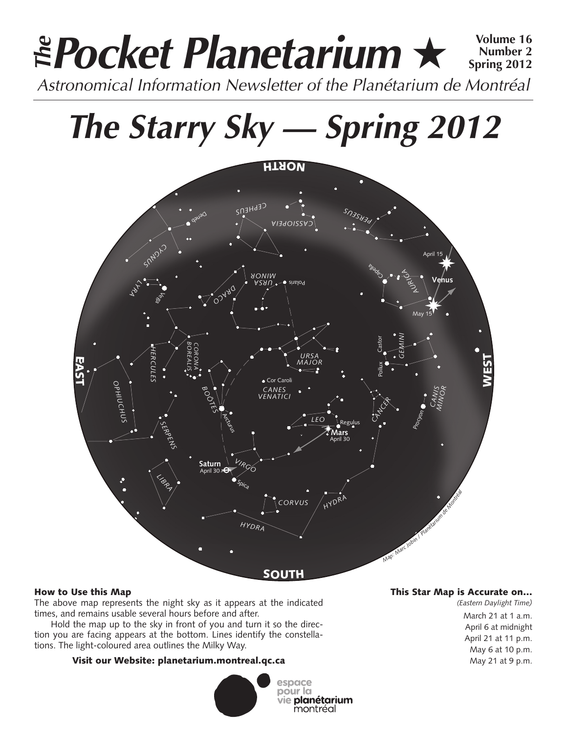# *The* Pocket Planetarium ★

**Volume 16**
**Number 2**
**Spring 2012**

*Astronomical Information Newsletter of the Planétarium de Montréal*

# *The Starry Sky — Spring 2012*

NORTH

EAST

WEST

SOUTH

CEPHEUS, CASSIOPEIA, PERSEUS, CYGNUS, Deneb, LYRA, Vega, DRACO, URSA MINOR, Polaris, Capella, AURIGA, Venus, April 15, May 15, CORONA BOREALIS, HERCULES, URSA MAJOR, GEMINI, Castor, Pollux, OPHIUCHUS, Cor Caroli, CANES VENATICI, BOÖTES, Arcturus, CANIS MINOR, Procyon, CANCER, LEO, Regulus, Mars, April 30, SERPENS, Saturn, April 30, VIRGO, Spica, LIBRA, CORVUS, HYDRA, HYDRA

*Map: Marc Jobin / Planétarium de Montréal*

### How to Use this Map

The above map represents the night sky as it appears at the indicated times, and remains usable several hours before and after.

Hold the map up to the sky in front of you and turn it so the direction you are facing appears at the bottom. Lines identify the constellations. The light-coloured area outlines the Milky Way.

**Visit our Website: planetarium.montreal.qc.ca**

### This Star Map is Accurate on…

*(Eastern Daylight Time)*

March 21 at 1 a.m.
April 6 at midnight
April 21 at 11 p.m.
May 6 at 10 p.m.
May 21 at 9 p.m.

espace pour la vie **planétarium** montréal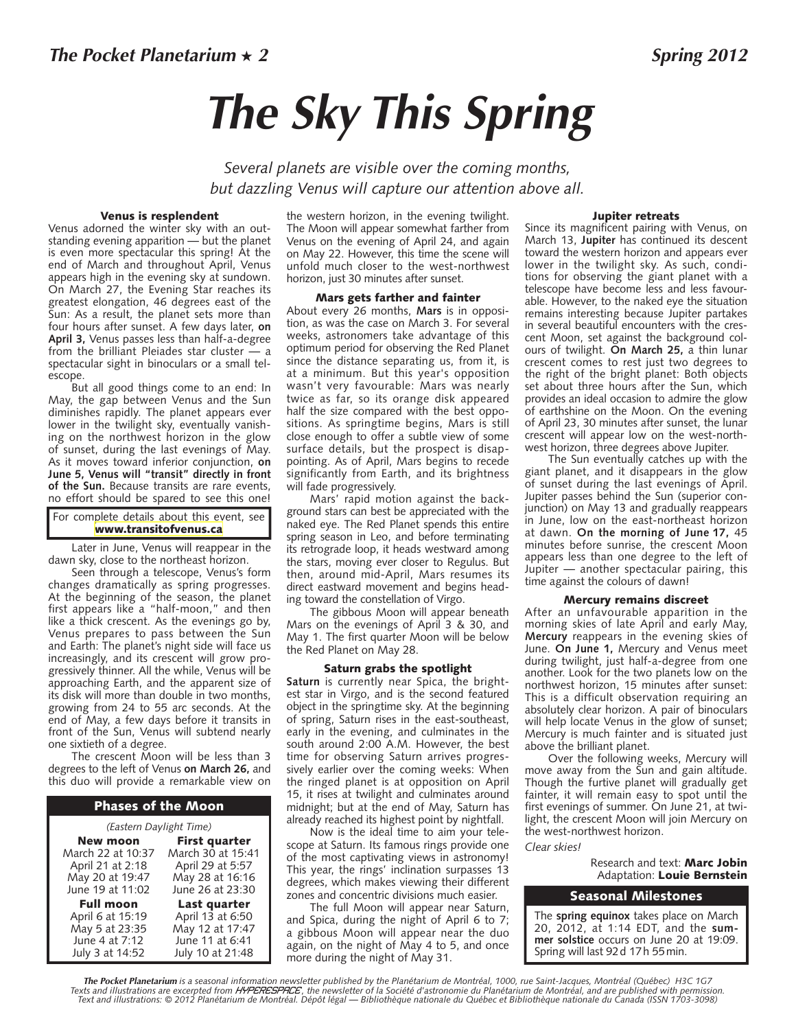# The Sky This Spring

*Several planets are visible over the coming months, but dazzling Venus will capture our attention above all.*

### Venus is resplendent

Venus adorned the winter sky with an outstanding evening apparition — but the planet is even more spectacular this spring! At the end of March and throughout April, Venus appears high in the evening sky at sundown. On March 27, the Evening Star reaches its greatest elongation, 46 degrees east of the Sun: As a result, the planet sets more than four hours after sunset. A few days later, **on April 3,** Venus passes less than half-a-degree from the brilliant Pleiades star cluster — a spectacular sight in binoculars or a small telescope.

But all good things come to an end: In May, the gap between Venus and the Sun diminishes rapidly. The planet appears ever lower in the twilight sky, eventually vanishing on the northwest horizon in the glow of sunset, during the last evenings of May. As it moves toward inferior conjunction, **on June 5, Venus will "transit" directly in front of the Sun.** Because transits are rare events, no effort should be spared to see this one!

For complete details about this event, see **www.transitofvenus.ca**

Later in June, Venus will reappear in the dawn sky, close to the northeast horizon.

Seen through a telescope, Venus's form changes dramatically as spring progresses. At the beginning of the season, the planet first appears like a "half-moon," and then like a thick crescent. As the evenings go by, Venus prepares to pass between the Sun and Earth: The planet's night side will face us increasingly, and its crescent will grow progressively thinner. All the while, Venus will be approaching Earth, and the apparent size of its disk will more than double in two months, growing from 24 to 55 arc seconds. At the end of May, a few days before it transits in front of the Sun, Venus will subtend nearly one sixtieth of a degree.

The crescent Moon will be less than 3 degrees to the left of Venus **on March 26,** and this duo will provide a remarkable view on the western horizon, in the evening twilight. The Moon will appear somewhat farther from Venus on the evening of April 24, and again on May 22. However, this time the scene will unfold much closer to the west-northwest horizon, just 30 minutes after sunset.

### Mars gets farther and fainter

About every 26 months, **Mars** is in opposition, as was the case on March 3. For several weeks, astronomers take advantage of this optimum period for observing the Red Planet since the distance separating us, from it, is at a minimum. But this year's opposition wasn't very favourable: Mars was nearly twice as far, so its orange disk appeared half the size compared with the best oppositions. As springtime begins, Mars is still close enough to offer a subtle view of some surface details, but the prospect is disappointing. As of April, Mars begins to recede significantly from Earth, and its brightness will fade progressively.

Mars' rapid motion against the background stars can best be appreciated with the naked eye. The Red Planet spends this entire spring season in Leo, and before terminating its retrograde loop, it heads westward among the stars, moving ever closer to Regulus. But then, around mid-April, Mars resumes its direct eastward movement and begins heading toward the constellation of Virgo.

The gibbous Moon will appear beneath Mars on the evenings of April 3 & 30, and May 1. The first quarter Moon will be below the Red Planet on May 28.

### Saturn grabs the spotlight

**Saturn** is currently near Spica, the brightest star in Virgo, and is the second featured object in the springtime sky. At the beginning of spring, Saturn rises in the east-southeast, early in the evening, and culminates in the south around 2:00 A.M. However, the best time for observing Saturn arrives progressively earlier over the coming weeks: When the ringed planet is at opposition on April 15, it rises at twilight and culminates around midnight; but at the end of May, Saturn has already reached its highest point by nightfall.

Now is the ideal time to aim your telescope at Saturn. Its famous rings provide one of the most captivating views in astronomy! This year, the rings' inclination surpasses 13 degrees, which makes viewing their different zones and concentric divisions much easier.

The full Moon will appear near Saturn, and Spica, during the night of April 6 to 7; a gibbous Moon will appear near the duo again, on the night of May 4 to 5, and once more during the night of May 31.

### Jupiter retreats

Since its magnificent pairing with Venus, on March 13, **Jupiter** has continued its descent toward the western horizon and appears ever lower in the twilight sky. As such, conditions for observing the giant planet with a telescope have become less and less favourable. However, to the naked eye the situation remains interesting because Jupiter partakes in several beautiful encounters with the crescent Moon, set against the background colours of twilight. **On March 25,** a thin lunar crescent comes to rest just two degrees to the right of the bright planet: Both objects set about three hours after the Sun, which provides an ideal occasion to admire the glow of earthshine on the Moon. On the evening of April 23, 30 minutes after sunset, the lunar crescent will appear low on the west-northwest horizon, three degrees above Jupiter.

The Sun eventually catches up with the giant planet, and it disappears in the glow of sunset during the last evenings of April. Jupiter passes behind the Sun (superior conjunction) on May 13 and gradually reappears in June, low on the east-northeast horizon at dawn. **On the morning of June 17,** 45 minutes before sunrise, the crescent Moon appears less than one degree to the left of Jupiter — another spectacular pairing, this time against the colours of dawn!

### Mercury remains discreet

After an unfavourable apparition in the morning skies of late April and early May, **Mercury** reappears in the evening skies of June. **On June 1,** Mercury and Venus meet during twilight, just half-a-degree from one another. Look for the two planets low on the northwest horizon, 15 minutes after sunset: This is a difficult observation requiring an absolutely clear horizon. A pair of binoculars will help locate Venus in the glow of sunset; Mercury is much fainter and is situated just above the brilliant planet.

Over the following weeks, Mercury will move away from the Sun and gain altitude. Though the furtive planet will gradually get fainter, it will remain easy to spot until the first evenings of summer. On June 21, at twilight, the crescent Moon will join Mercury on the west-northwest horizon.

*Clear skies!*

Research and text: **Marc Jobin**
Adaptation: **Louie Bernstein**

### Phases of the Moon

*(Eastern Daylight Time)*

| New moon | First quarter |
|---|---|
| March 22 at 10:37 | March 30 at 15:41 |
| April 21 at 2:18 | April 29 at 5:57 |
| May 20 at 19:47 | May 28 at 16:16 |
| June 19 at 11:02 | June 26 at 23:30 |
| **Full moon** | **Last quarter** |
| April 6 at 15:19 | April 13 at 6:50 |
| May 5 at 23:35 | May 12 at 17:47 |
| June 4 at 7:12 | June 11 at 6:41 |
| July 3 at 14:52 | July 10 at 21:48 |

### Seasonal Milestones

The **spring equinox** takes place on March 20, 2012, at 1:14 EDT, and the **summer solstice** occurs on June 20 at 19:09. Spring will last 92 d 17 h 55 min.

*The Pocket Planetarium is a seasonal information newsletter published by the Planétarium de Montréal, 1000, rue Saint-Jacques, Montréal (Québec) H3C 1G7. Texts and illustrations are excerpted from HYPERESPACE, the newsletter of la Société d'astronomie du Planétarium de Montréal, and are published with permission. Text and illustrations: © 2012 Planétarium de Montréal. Dépôt légal — Bibliothèque nationale du Québec et Bibliothèque nationale du Canada (ISSN 1703-3098)*